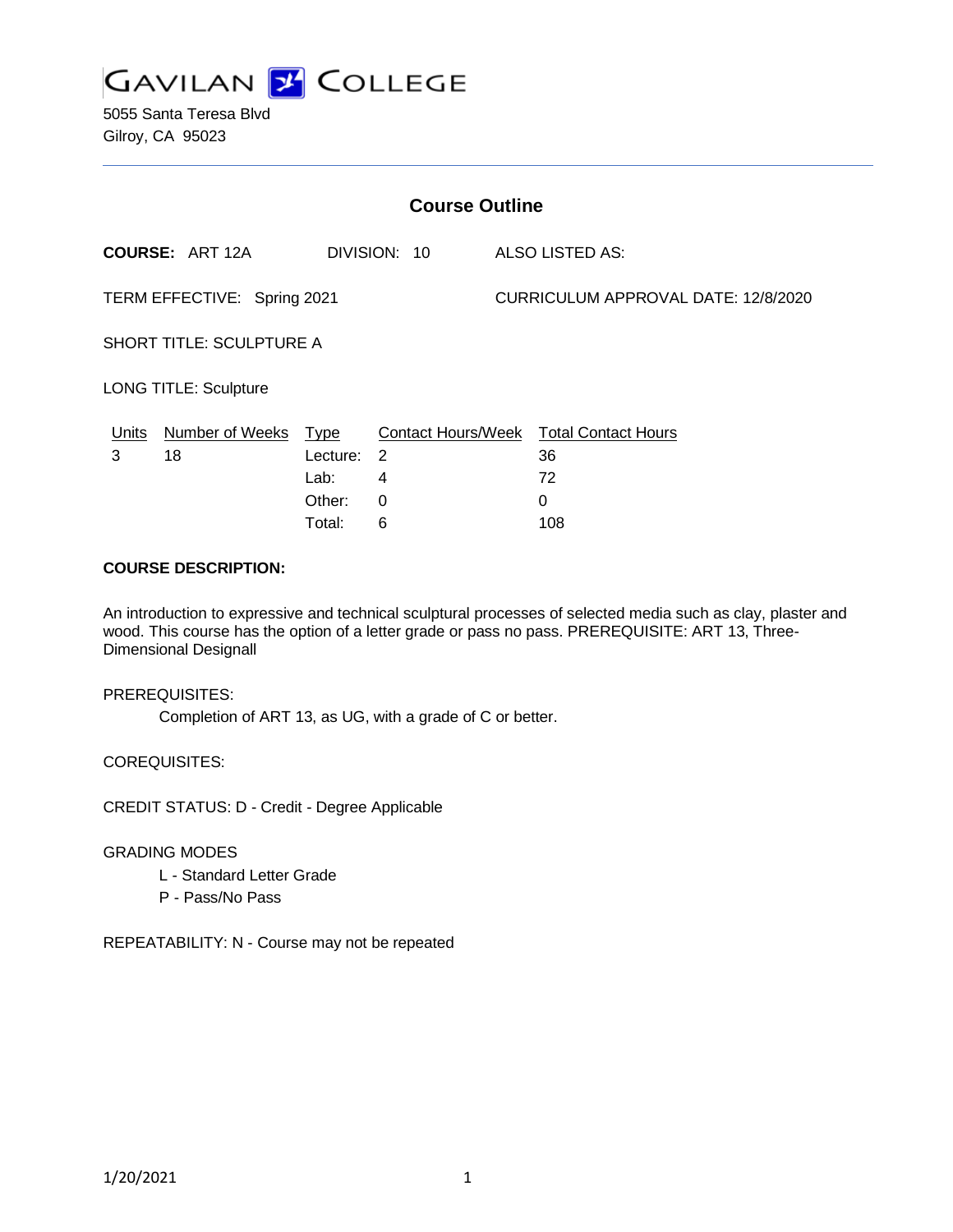# GAVILAN COLLEGE

5055 Santa Teresa Blvd
Gilroy, CA 95023

---

## Course Outline

**COURSE:** ART 12A DIVISION: 10 ALSO LISTED AS:

TERM EFFECTIVE: Spring 2021 CURRICULUM APPROVAL DATE: 12/8/2020

SHORT TITLE: SCULPTURE A

LONG TITLE: Sculpture

| Units | Number of Weeks | Type | Contact Hours/Week | Total Contact Hours |
|---|---|---|---|---|
| 3 | 18 | Lecture: | 2 | 36 |
| | | Lab: | 4 | 72 |
| | | Other: | 0 | 0 |
| | | Total: | 6 | 108 |

**COURSE DESCRIPTION:**

An introduction to expressive and technical sculptural processes of selected media such as clay, plaster and wood. This course has the option of a letter grade or pass no pass. PREREQUISITE: ART 13, Three-Dimensional Designall

PREREQUISITES:

Completion of ART 13, as UG, with a grade of C or better.

COREQUISITES:

CREDIT STATUS: D - Credit - Degree Applicable

GRADING MODES

L - Standard Letter Grade
P - Pass/No Pass

REPEATABILITY: N - Course may not be repeated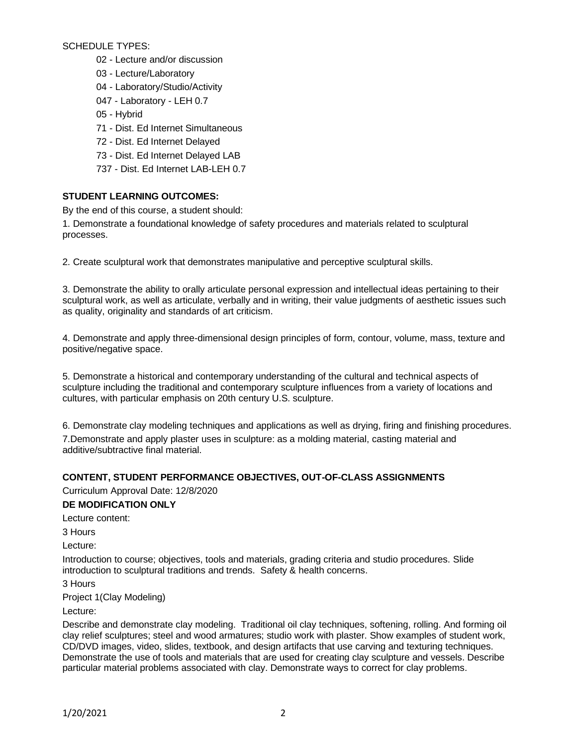SCHEDULE TYPES:

- 02 - Lecture and/or discussion
- 03 - Lecture/Laboratory
- 04 - Laboratory/Studio/Activity
- 047 - Laboratory - LEH 0.7
- 05 - Hybrid
- 71 - Dist. Ed Internet Simultaneous
- 72 - Dist. Ed Internet Delayed
- 73 - Dist. Ed Internet Delayed LAB
- 737 - Dist. Ed Internet LAB-LEH 0.7

**STUDENT LEARNING OUTCOMES:**

By the end of this course, a student should:

1. Demonstrate a foundational knowledge of safety procedures and materials related to sculptural processes.

2. Create sculptural work that demonstrates manipulative and perceptive sculptural skills.

3. Demonstrate the ability to orally articulate personal expression and intellectual ideas pertaining to their sculptural work, as well as articulate, verbally and in writing, their value judgments of aesthetic issues such as quality, originality and standards of art criticism.

4. Demonstrate and apply three-dimensional design principles of form, contour, volume, mass, texture and positive/negative space.

5. Demonstrate a historical and contemporary understanding of the cultural and technical aspects of sculpture including the traditional and contemporary sculpture influences from a variety of locations and cultures, with particular emphasis on 20th century U.S. sculpture.

6. Demonstrate clay modeling techniques and applications as well as drying, firing and finishing procedures.

7.Demonstrate and apply plaster uses in sculpture: as a molding material, casting material and additive/subtractive final material.

**CONTENT, STUDENT PERFORMANCE OBJECTIVES, OUT-OF-CLASS ASSIGNMENTS**

Curriculum Approval Date: 12/8/2020

**DE MODIFICATION ONLY**

Lecture content:

3 Hours

Lecture:

Introduction to course; objectives, tools and materials, grading criteria and studio procedures. Slide introduction to sculptural traditions and trends. Safety & health concerns.

3 Hours

Project 1(Clay Modeling)

Lecture:

Describe and demonstrate clay modeling. Traditional oil clay techniques, softening, rolling. And forming oil clay relief sculptures; steel and wood armatures; studio work with plaster. Show examples of student work, CD/DVD images, video, slides, textbook, and design artifacts that use carving and texturing techniques. Demonstrate the use of tools and materials that are used for creating clay sculpture and vessels. Describe particular material problems associated with clay. Demonstrate ways to correct for clay problems.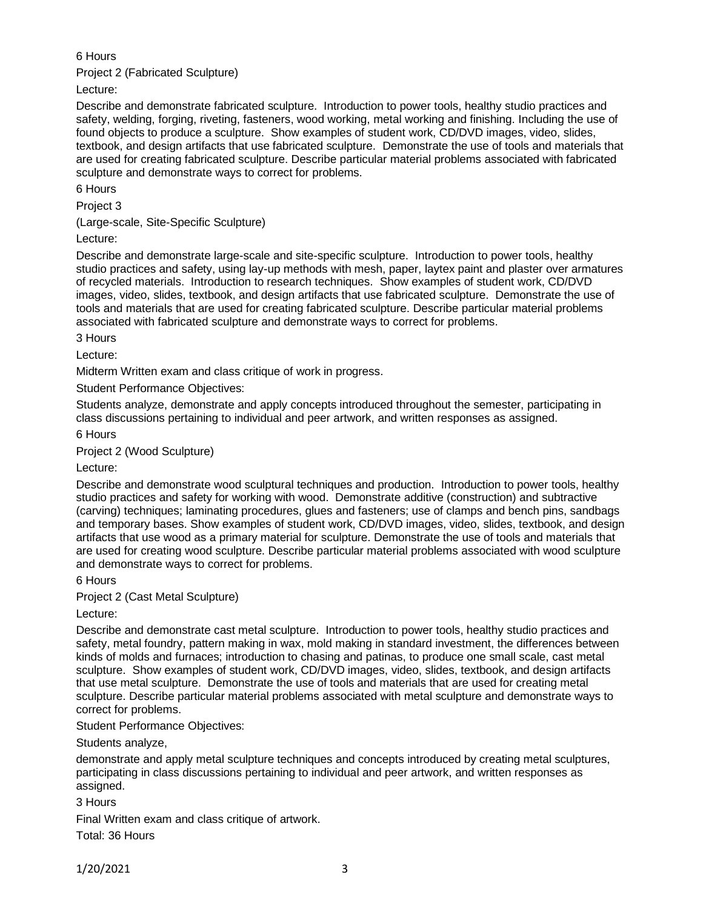6 Hours

Project 2 (Fabricated Sculpture)

Lecture:

Describe and demonstrate fabricated sculpture. Introduction to power tools, healthy studio practices and safety, welding, forging, riveting, fasteners, wood working, metal working and finishing. Including the use of found objects to produce a sculpture. Show examples of student work, CD/DVD images, video, slides, textbook, and design artifacts that use fabricated sculpture. Demonstrate the use of tools and materials that are used for creating fabricated sculpture. Describe particular material problems associated with fabricated sculpture and demonstrate ways to correct for problems.

6 Hours

Project 3

(Large-scale, Site-Specific Sculpture)

Lecture:

Describe and demonstrate large-scale and site-specific sculpture. Introduction to power tools, healthy studio practices and safety, using lay-up methods with mesh, paper, laytex paint and plaster over armatures of recycled materials. Introduction to research techniques. Show examples of student work, CD/DVD images, video, slides, textbook, and design artifacts that use fabricated sculpture. Demonstrate the use of tools and materials that are used for creating fabricated sculpture. Describe particular material problems associated with fabricated sculpture and demonstrate ways to correct for problems.

3 Hours

Lecture:

Midterm Written exam and class critique of work in progress.

Student Performance Objectives:

Students analyze, demonstrate and apply concepts introduced throughout the semester, participating in class discussions pertaining to individual and peer artwork, and written responses as assigned.

6 Hours

Project 2 (Wood Sculpture)

Lecture:

Describe and demonstrate wood sculptural techniques and production. Introduction to power tools, healthy studio practices and safety for working with wood. Demonstrate additive (construction) and subtractive (carving) techniques; laminating procedures, glues and fasteners; use of clamps and bench pins, sandbags and temporary bases. Show examples of student work, CD/DVD images, video, slides, textbook, and design artifacts that use wood as a primary material for sculpture. Demonstrate the use of tools and materials that are used for creating wood sculpture. Describe particular material problems associated with wood sculpture and demonstrate ways to correct for problems.

6 Hours

Project 2 (Cast Metal Sculpture)

Lecture:

Describe and demonstrate cast metal sculpture. Introduction to power tools, healthy studio practices and safety, metal foundry, pattern making in wax, mold making in standard investment, the differences between kinds of molds and furnaces; introduction to chasing and patinas, to produce one small scale, cast metal sculpture. Show examples of student work, CD/DVD images, video, slides, textbook, and design artifacts that use metal sculpture. Demonstrate the use of tools and materials that are used for creating metal sculpture. Describe particular material problems associated with metal sculpture and demonstrate ways to correct for problems.

Student Performance Objectives:

Students analyze,

demonstrate and apply metal sculpture techniques and concepts introduced by creating metal sculptures, participating in class discussions pertaining to individual and peer artwork, and written responses as assigned.

3 Hours

Final Written exam and class critique of artwork.

Total: 36 Hours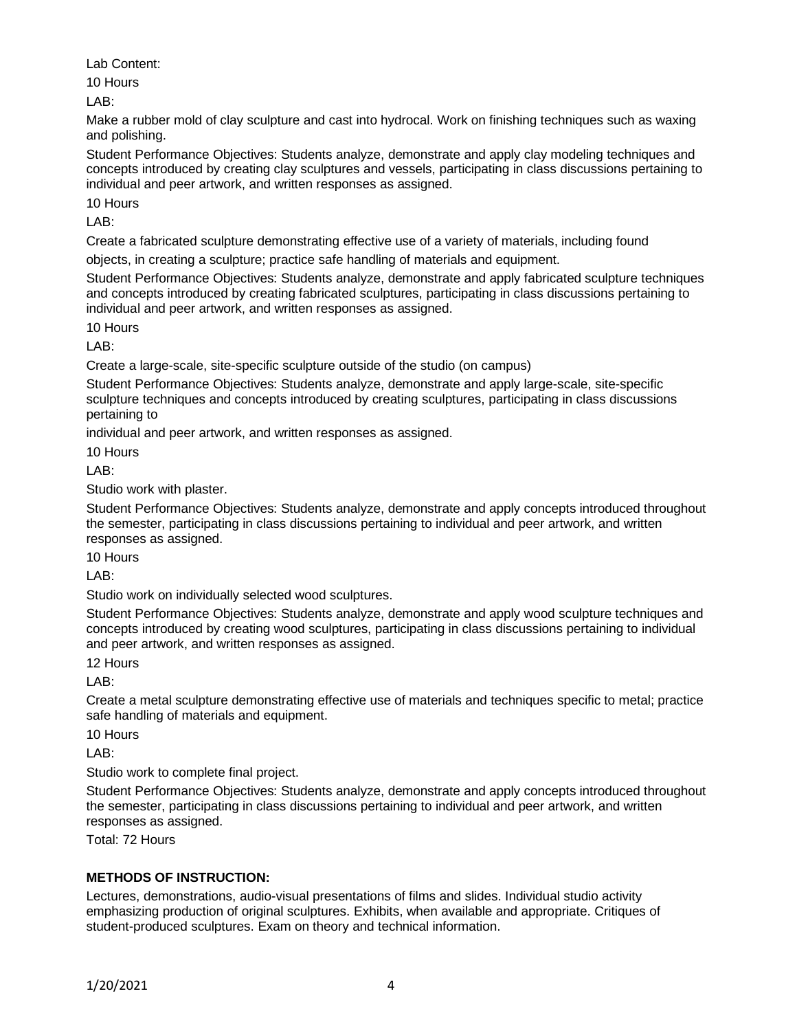Lab Content:

10 Hours

LAB:

Make a rubber mold of clay sculpture and cast into hydrocal. Work on finishing techniques such as waxing and polishing.

Student Performance Objectives: Students analyze, demonstrate and apply clay modeling techniques and concepts introduced by creating clay sculptures and vessels, participating in class discussions pertaining to individual and peer artwork, and written responses as assigned.

10 Hours

LAB:

Create a fabricated sculpture demonstrating effective use of a variety of materials, including found objects, in creating a sculpture; practice safe handling of materials and equipment.

Student Performance Objectives: Students analyze, demonstrate and apply fabricated sculpture techniques and concepts introduced by creating fabricated sculptures, participating in class discussions pertaining to individual and peer artwork, and written responses as assigned.

10 Hours

LAB:

Create a large-scale, site-specific sculpture outside of the studio (on campus)

Student Performance Objectives: Students analyze, demonstrate and apply large-scale, site-specific sculpture techniques and concepts introduced by creating sculptures, participating in class discussions pertaining to individual and peer artwork, and written responses as assigned.

10 Hours

LAB:

Studio work with plaster.

Student Performance Objectives: Students analyze, demonstrate and apply concepts introduced throughout the semester, participating in class discussions pertaining to individual and peer artwork, and written responses as assigned.

10 Hours

LAB:

Studio work on individually selected wood sculptures.

Student Performance Objectives: Students analyze, demonstrate and apply wood sculpture techniques and concepts introduced by creating wood sculptures, participating in class discussions pertaining to individual and peer artwork, and written responses as assigned.

12 Hours

LAB:

Create a metal sculpture demonstrating effective use of materials and techniques specific to metal; practice safe handling of materials and equipment.

10 Hours

LAB:

Studio work to complete final project.

Student Performance Objectives: Students analyze, demonstrate and apply concepts introduced throughout the semester, participating in class discussions pertaining to individual and peer artwork, and written responses as assigned.

Total: 72 Hours

**METHODS OF INSTRUCTION:**

Lectures, demonstrations, audio-visual presentations of films and slides. Individual studio activity emphasizing production of original sculptures. Exhibits, when available and appropriate. Critiques of student-produced sculptures. Exam on theory and technical information.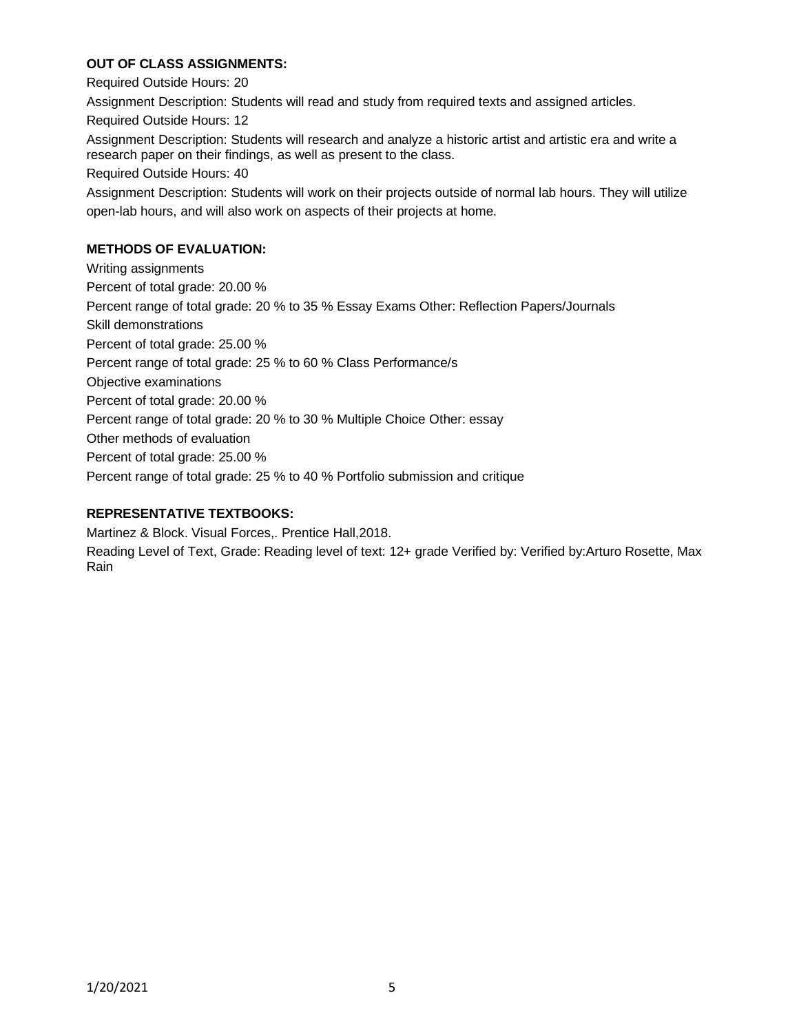**OUT OF CLASS ASSIGNMENTS:**

Required Outside Hours: 20

Assignment Description: Students will read and study from required texts and assigned articles.

Required Outside Hours: 12

Assignment Description: Students will research and analyze a historic artist and artistic era and write a research paper on their findings, as well as present to the class.

Required Outside Hours: 40

Assignment Description: Students will work on their projects outside of normal lab hours. They will utilize open-lab hours, and will also work on aspects of their projects at home.

**METHODS OF EVALUATION:**

Writing assignments

Percent of total grade: 20.00 %

Percent range of total grade: 20 % to 35 % Essay Exams Other: Reflection Papers/Journals

Skill demonstrations

Percent of total grade: 25.00 %

Percent range of total grade: 25 % to 60 % Class Performance/s

Objective examinations

Percent of total grade: 20.00 %

Percent range of total grade: 20 % to 30 % Multiple Choice Other: essay

Other methods of evaluation

Percent of total grade: 25.00 %

Percent range of total grade: 25 % to 40 % Portfolio submission and critique

**REPRESENTATIVE TEXTBOOKS:**

Martinez & Block. Visual Forces,. Prentice Hall,2018.

Reading Level of Text, Grade: Reading level of text: 12+ grade Verified by: Verified by:Arturo Rosette, Max Rain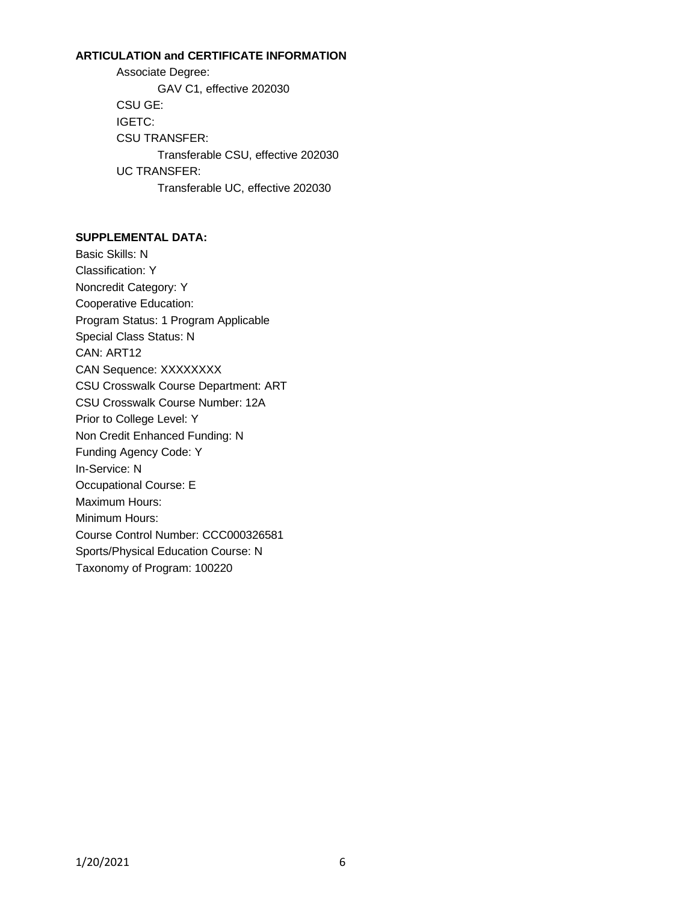**ARTICULATION and CERTIFICATE INFORMATION**

Associate Degree:

GAV C1, effective 202030

CSU GE:

IGETC:

CSU TRANSFER:

Transferable CSU, effective 202030

UC TRANSFER:

Transferable UC, effective 202030

**SUPPLEMENTAL DATA:**

Basic Skills: N
Classification: Y
Noncredit Category: Y
Cooperative Education:
Program Status: 1 Program Applicable
Special Class Status: N
CAN: ART12
CAN Sequence: XXXXXXXX
CSU Crosswalk Course Department: ART
CSU Crosswalk Course Number: 12A
Prior to College Level: Y
Non Credit Enhanced Funding: N
Funding Agency Code: Y
In-Service: N
Occupational Course: E
Maximum Hours:
Minimum Hours:
Course Control Number: CCC000326581
Sports/Physical Education Course: N
Taxonomy of Program: 100220